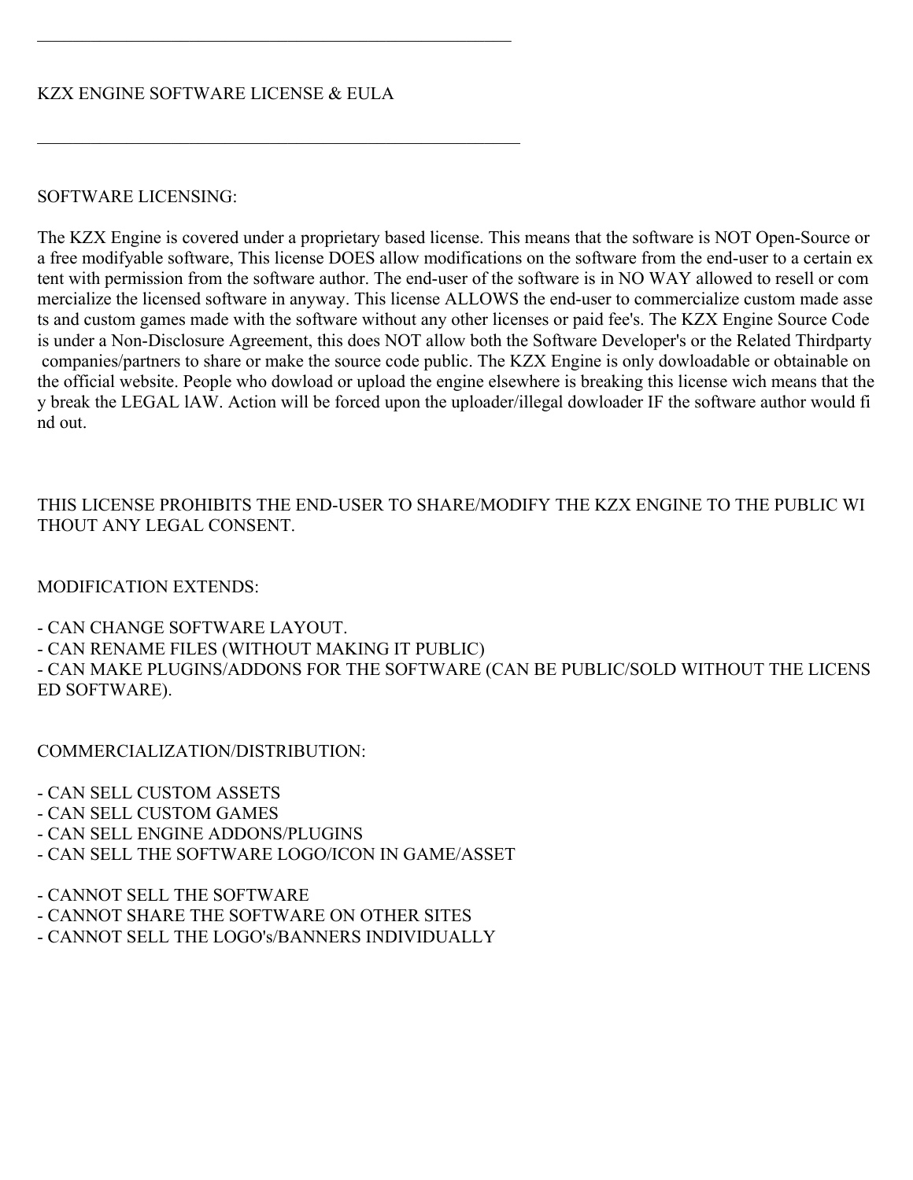---

# KZX ENGINE SOFTWARE LICENSE & EULA

---

## SOFTWARE LICENSING:

The KZX Engine is covered under a proprietary based license. This means that the software is NOT Open-Source or a free modifyable software, This license DOES allow modifications on the software from the end-user to a certain extent with permission from the software author. The end-user of the software is in NO WAY allowed to resell or commercialize the licensed software in anyway. This license ALLOWS the end-user to commercialize custom made assets and custom games made with the software without any other licenses or paid fee's. The KZX Engine Source Code is under a Non-Disclosure Agreement, this does NOT allow both the Software Developer's or the Related Thirdparty companies/partners to share or make the source code public. The KZX Engine is only dowloadable or obtainable on the official website. People who dowload or upload the engine elsewhere is breaking this license wich means that they break the LEGAL lAW. Action will be forced upon the uploader/illegal dowloader IF the software author would find out.

THIS LICENSE PROHIBITS THE END-USER TO SHARE/MODIFY THE KZX ENGINE TO THE PUBLIC WITHOUT ANY LEGAL CONSENT.

## MODIFICATION EXTENDS:

- CAN CHANGE SOFTWARE LAYOUT.
- CAN RENAME FILES (WITHOUT MAKING IT PUBLIC)
- CAN MAKE PLUGINS/ADDONS FOR THE SOFTWARE (CAN BE PUBLIC/SOLD WITHOUT THE LICENSED SOFTWARE).

## COMMERCIALIZATION/DISTRIBUTION:

- CAN SELL CUSTOM ASSETS
- CAN SELL CUSTOM GAMES
- CAN SELL ENGINE ADDONS/PLUGINS
- CAN SELL THE SOFTWARE LOGO/ICON IN GAME/ASSET

- CANNOT SELL THE SOFTWARE
- CANNOT SHARE THE SOFTWARE ON OTHER SITES
- CANNOT SELL THE LOGO's/BANNERS INDIVIDUALLY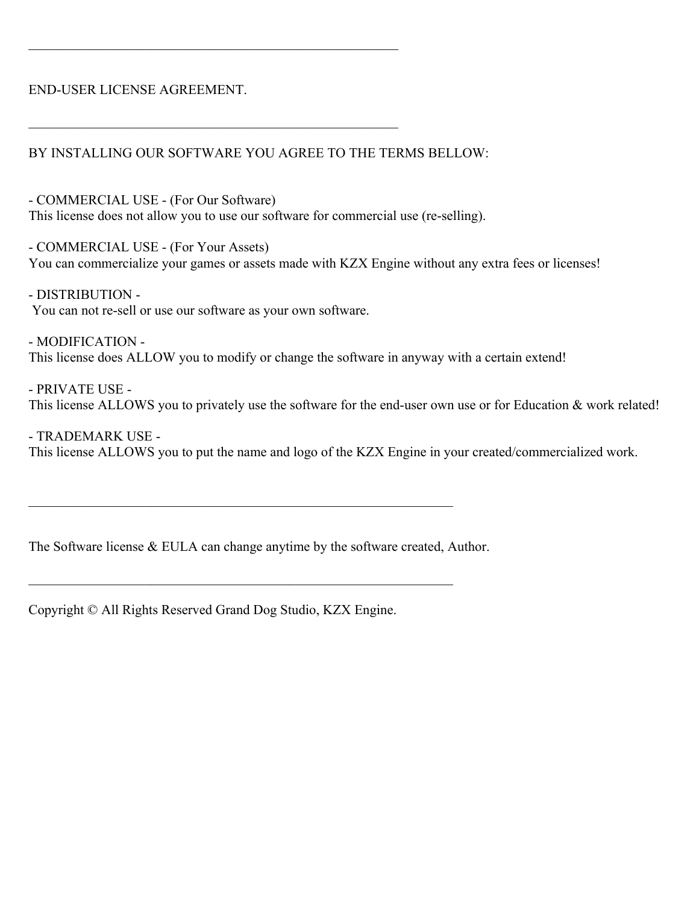---

END-USER LICENSE AGREEMENT.

---

BY INSTALLING OUR SOFTWARE YOU AGREE TO THE TERMS BELLOW:

- COMMERCIAL USE - (For Our Software)
This license does not allow you to use our software for commercial use (re-selling).

- COMMERCIAL USE - (For Your Assets)
You can commercialize your games or assets made with KZX Engine without any extra fees or licenses!

- DISTRIBUTION -
You can not re-sell or use our software as your own software.

- MODIFICATION -
This license does ALLOW you to modify or change the software in anyway with a certain extend!

- PRIVATE USE -
This license ALLOWS you to privately use the software for the end-user own use or for Education & work related!

- TRADEMARK USE -
This license ALLOWS you to put the name and logo of the KZX Engine in your created/commercialized work.

---

The Software license & EULA can change anytime by the software created, Author.

---

Copyright © All Rights Reserved Grand Dog Studio, KZX Engine.